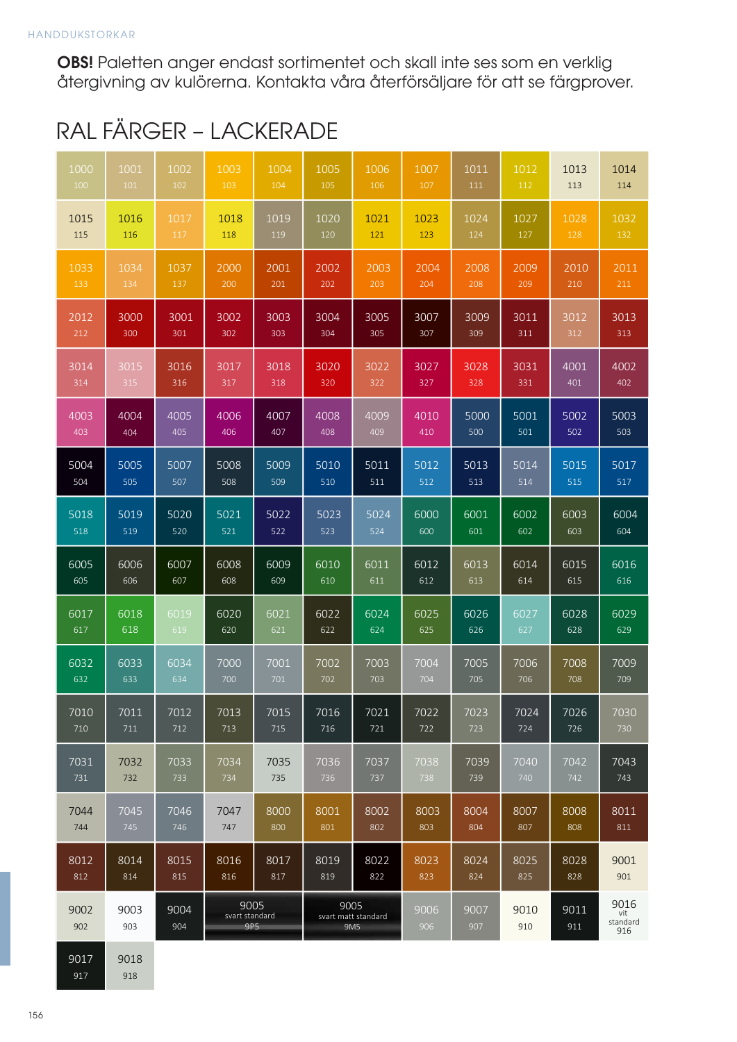**OBS!** Paletten anger endast sortimentet och skall inte ses som en verklig återgivning av kulörerna. Kontakta våra återförsäljare för att se färgprover.

# RAL FÄRGER – LACKERADE

| | | | | | | | | | | | |
|---|---|---|---|---|---|---|---|---|---|---|---|
| 1000<br>100 | 1001<br>101 | 1002<br>102 | 1003<br>103 | 1004<br>104 | 1005<br>105 | 1006<br>106 | 1007<br>107 | 1011<br>111 | 1012<br>112 | 1013<br>113 | 1014<br>114 |
| 1015<br>115 | 1016<br>116 | 1017<br>117 | 1018<br>118 | 1019<br>119 | 1020<br>120 | 1021<br>121 | 1023<br>123 | 1024<br>124 | 1027<br>127 | 1028<br>128 | 1032<br>132 |
| 1033<br>133 | 1034<br>134 | 1037<br>137 | 2000<br>200 | 2001<br>201 | 2002<br>202 | 2003<br>203 | 2004<br>204 | 2008<br>208 | 2009<br>209 | 2010<br>210 | 2011<br>211 |
| 2012<br>212 | 3000<br>300 | 3001<br>301 | 3002<br>302 | 3003<br>303 | 3004<br>304 | 3005<br>305 | 3007<br>307 | 3009<br>309 | 3011<br>311 | 3012<br>312 | 3013<br>313 |
| 3014<br>314 | 3015<br>315 | 3016<br>316 | 3017<br>317 | 3018<br>318 | 3020<br>320 | 3022<br>322 | 3027<br>327 | 3028<br>328 | 3031<br>331 | 4001<br>401 | 4002<br>402 |
| 4003<br>403 | 4004<br>404 | 4005<br>405 | 4006<br>406 | 4007<br>407 | 4008<br>408 | 4009<br>409 | 4010<br>410 | 5000<br>500 | 5001<br>501 | 5002<br>502 | 5003<br>503 |
| 5004<br>504 | 5005<br>505 | 5007<br>507 | 5008<br>508 | 5009<br>509 | 5010<br>510 | 5011<br>511 | 5012<br>512 | 5013<br>513 | 5014<br>514 | 5015<br>515 | 5017<br>517 |
| 5018<br>518 | 5019<br>519 | 5020<br>520 | 5021<br>521 | 5022<br>522 | 5023<br>523 | 5024<br>524 | 6000<br>600 | 6001<br>601 | 6002<br>602 | 6003<br>603 | 6004<br>604 |
| 6005<br>605 | 6006<br>606 | 6007<br>607 | 6008<br>608 | 6009<br>609 | 6010<br>610 | 6011<br>611 | 6012<br>612 | 6013<br>613 | 6014<br>614 | 6015<br>615 | 6016<br>616 |
| 6017<br>617 | 6018<br>618 | 6019<br>619 | 6020<br>620 | 6021<br>621 | 6022<br>622 | 6024<br>624 | 6025<br>625 | 6026<br>626 | 6027<br>627 | 6028<br>628 | 6029<br>629 |
| 6032<br>632 | 6033<br>633 | 6034<br>634 | 7000<br>700 | 7001<br>701 | 7002<br>702 | 7003<br>703 | 7004<br>704 | 7005<br>705 | 7006<br>706 | 7008<br>708 | 7009<br>709 |
| 7010<br>710 | 7011<br>711 | 7012<br>712 | 7013<br>713 | 7015<br>715 | 7016<br>716 | 7021<br>721 | 7022<br>722 | 7023<br>723 | 7024<br>724 | 7026<br>726 | 7030<br>730 |
| 7031<br>731 | 7032<br>732 | 7033<br>733 | 7034<br>734 | 7035<br>735 | 7036<br>736 | 7037<br>737 | 7038<br>738 | 7039<br>739 | 7040<br>740 | 7042<br>742 | 7043<br>743 |
| 7044<br>744 | 7045<br>745 | 7046<br>746 | 7047<br>747 | 8000<br>800 | 8001<br>801 | 8002<br>802 | 8003<br>803 | 8004<br>804 | 8007<br>807 | 8008<br>808 | 8011<br>811 |
| 8012<br>812 | 8014<br>814 | 8015<br>815 | 8016<br>816 | 8017<br>817 | 8019<br>819 | 8022<br>822 | 8023<br>823 | 8024<br>824 | 8025<br>825 | 8028<br>828 | 9001<br>901 |
| 9002<br>902 | 9003<br>903 | 9004<br>904 | 9005<br>svart standard<br>9PS | | 9005<br>svart matt standard<br>9MS | | 9006<br>906 | 9007<br>907 | 9010<br>910 | 9011<br>911 | 9016<br>vit standard<br>916 |
| 9017<br>917 | 9018<br>918 | | | | | | | | | | |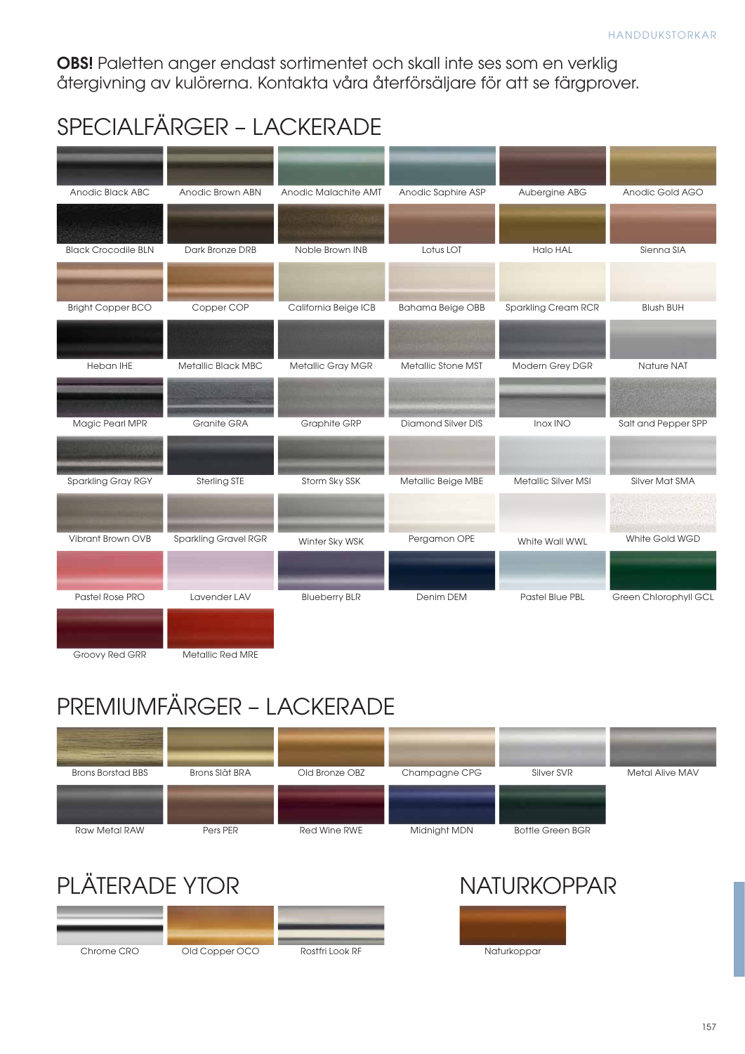**OBS!** Paletten anger endast sortimentet och skall inte ses som en verklig återgivning av kulörerna. Kontakta våra återförsäljare för att se färgprover.

## SPECIALFÄRGER – LACKERADE

| | | | | | |
|---|---|---|---|---|---|
| Anodic Black ABC | Anodic Brown ABN | Anodic Malachite AMT | Anodic Saphire ASP | Aubergine ABG | Anodic Gold AGO |
| Black Crocodile BLN | Dark Bronze DRB | Noble Brown INB | Lotus LOT | Halo HAL | Sienna SIA |
| Bright Copper BCO | Copper COP | California Beige ICB | Bahama Beige OBB | Sparkling Cream RCR | Blush BUH |
| Heban IHE | Metallic Black MBC | Metallic Gray MGR | Metallic Stone MST | Modern Grey DGR | Nature NAT |
| Magic Pearl MPR | Granite GRA | Graphite GRP | Diamond Silver DIS | Inox INO | Salt and Pepper SPP |
| Sparkling Gray RGY | Sterling STE | Storm Sky SSK | Metallic Beige MBE | Metallic Silver MSI | Silver Mat SMA |
| Vibrant Brown OVB | Sparkling Gravel RGR | Winter Sky WSK | Pergamon OPE | White Wall WWL | White Gold WGD |
| Pastel Rose PRO | Lavender LAV | Blueberry BLR | Denim DEM | Pastel Blue PBL | Green Chlorophyll GCL |
| Groovy Red GRR | Metallic Red MRE | | | | |

## PREMIUMFÄRGER – LACKERADE

| | | | | | |
|---|---|---|---|---|---|
| Brons Borstad BBS | Brons Slät BRA | Old Bronze OBZ | Champagne CPG | Silver SVR | Metal Alive MAV |
| Raw Metal RAW | Pers PER | Red Wine RWE | Midnight MDN | Bottle Green BGR | |

## PLÄTERADE YTOR

| | | |
|---|---|---|
| Chrome CRO | Old Copper OCO | Rostfri Look RF |

## NATURKOPPAR

Naturkoppar